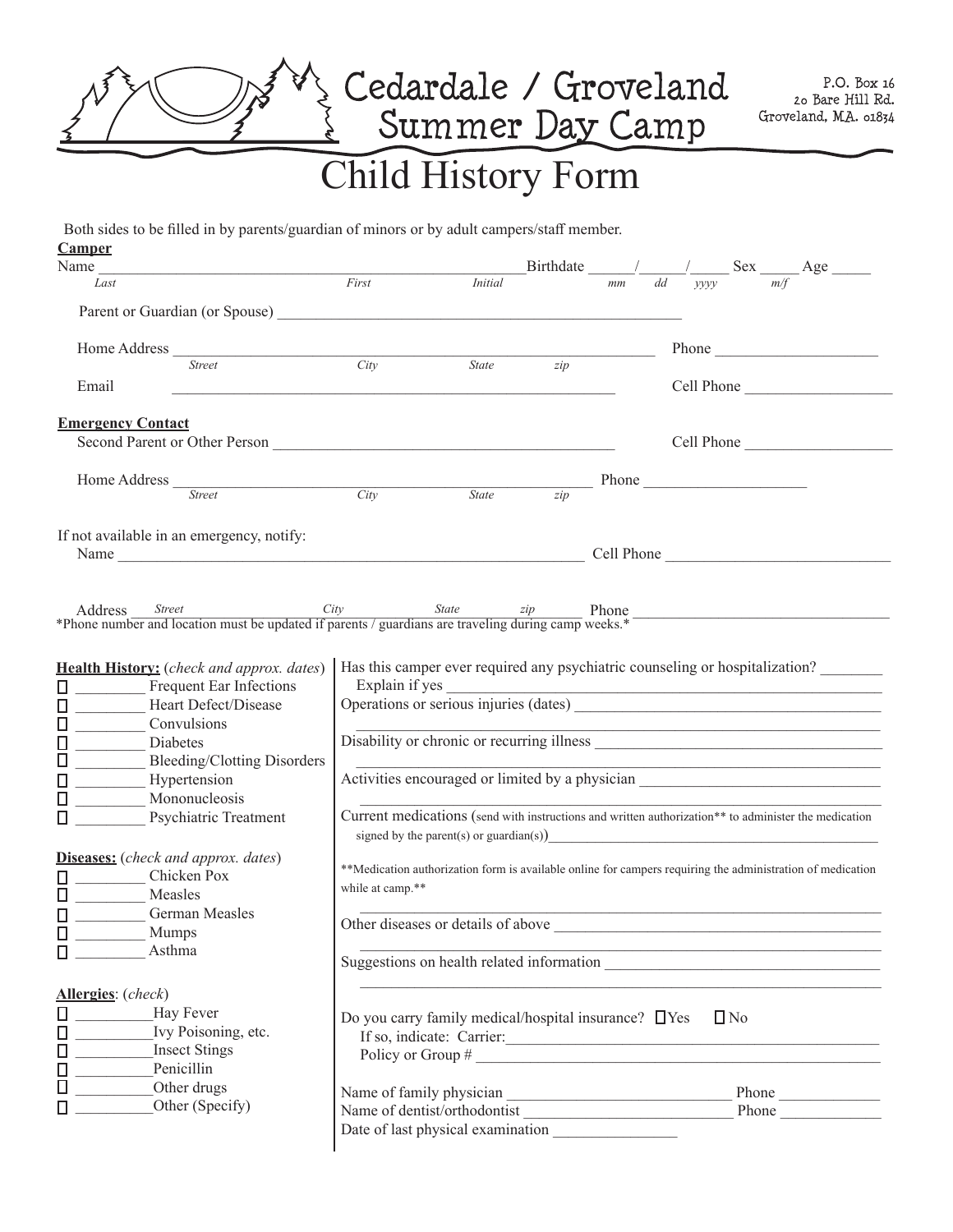# Cedardale / Groveland Summer Day Camp

P.O. Box 16
20 Bare Hill Rd.
Groveland, M.A. 01834

# Child History Form

Both sides to be filled in by parents/guardian of minors or by adult campers/staff member.

**Camper**

Name ________________________________________ Birthdate _____/_____/_____ Sex _____ Age _____
*Last* *First* *Initial* *mm dd yyyy* *m/f*

Parent or Guardian (or Spouse) ________________________________________

Home Address ________________________________________ Phone ____________________
*Street* *City* *State* *zip*

Email ________________________________________ Cell Phone ____________________

**Emergency Contact**

Second Parent or Other Person ________________________________________ Cell Phone ____________________

Home Address ________________________________________ Phone ____________________
*Street* *City* *State* *zip*

If not available in an emergency, notify:

Name ________________________________________ Cell Phone ____________________

Address *Street* *City* *State* *zip* Phone ____________________

\*Phone number and location must be updated if parents / guardians are traveling during camp weeks.\*

**Health History:** (*check and approx. dates*)

- ☐ _________ Frequent Ear Infections
- ☐ _________ Heart Defect/Disease
- ☐ _________ Convulsions
- ☐ _________ Diabetes
- ☐ _________ Bleeding/Clotting Disorders
- ☐ _________ Hypertension
- ☐ _________ Mononucleosis
- ☐ _________ Psychiatric Treatment

**Diseases:** (*check and approx. dates*)

- ☐ _________ Chicken Pox
- ☐ _________ Measles
- ☐ _________ German Measles
- ☐ _________ Mumps
- ☐ _________ Asthma

**Allergies**: (*check*)

- ☐ _________ Hay Fever
- ☐ _________ Ivy Poisoning, etc.
- ☐ _________ Insect Stings
- ☐ _________ Penicillin
- ☐ _________ Other drugs
- ☐ _________ Other (Specify)

Has this camper ever required any psychiatric counseling or hospitalization? _______
Explain if yes ________________________________________

Operations or serious injuries (dates) ________________________________________

Disability or chronic or recurring illness ________________________________________

Activities encouraged or limited by a physician ________________________________________

Current medications (send with instructions and written authorization** to administer the medication signed by the parent(s) or guardian(s))________________________________________

**Medication authorization form is available online for campers requiring the administration of medication while at camp.**

Other diseases or details of above ________________________________________

Suggestions on health related information ________________________________________

Do you carry family medical/hospital insurance? ☐ Yes ☐ No
If so, indicate: Carrier: ________________________________________
Policy or Group # ________________________________________

Name of family physician ____________________ Phone ____________
Name of dentist/orthodontist ____________________ Phone ____________
Date of last physical examination ______________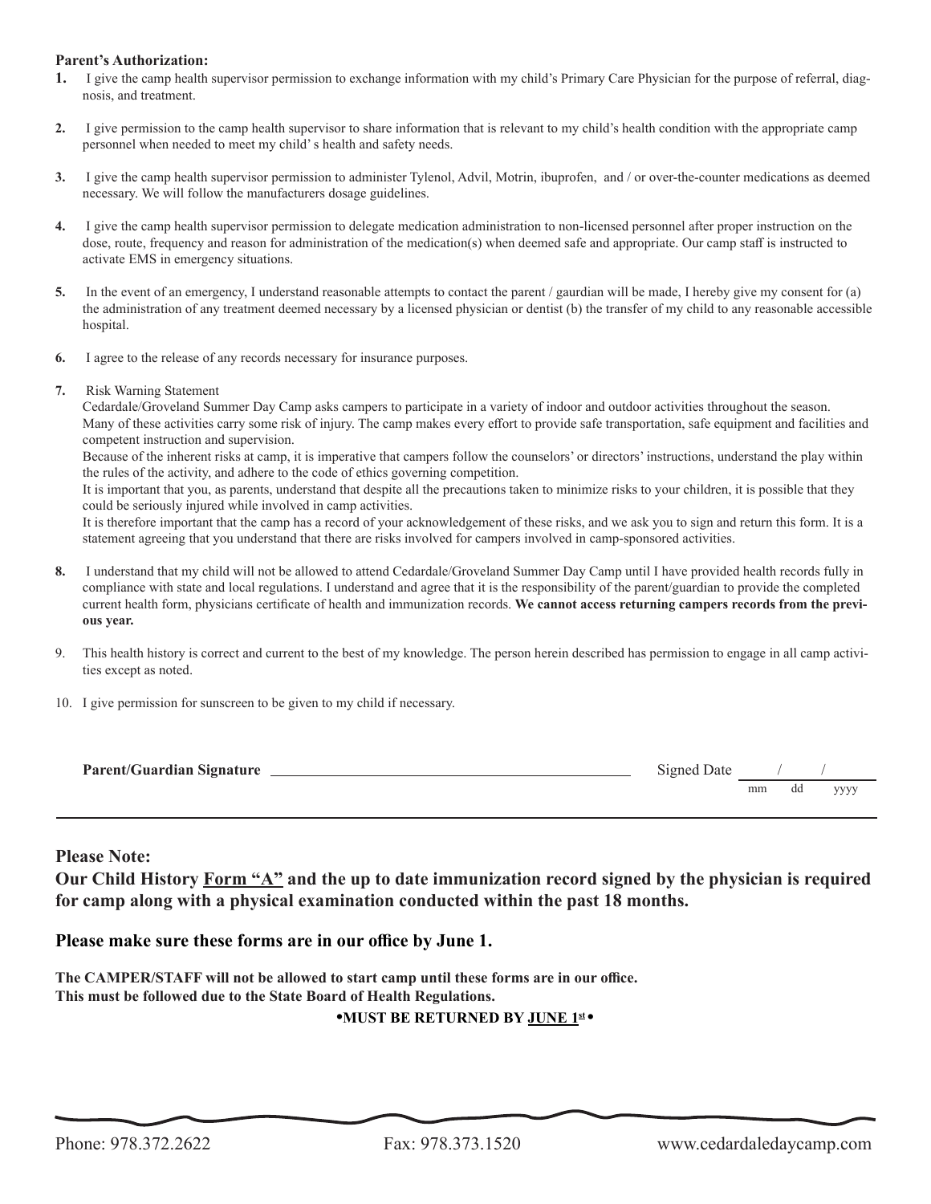**Parent's Authorization:**

1. I give the camp health supervisor permission to exchange information with my child's Primary Care Physician for the purpose of referral, diagnosis, and treatment.

2. I give permission to the camp health supervisor to share information that is relevant to my child's health condition with the appropriate camp personnel when needed to meet my child' s health and safety needs.

3. I give the camp health supervisor permission to administer Tylenol, Advil, Motrin, ibuprofen, and / or over-the-counter medications as deemed necessary. We will follow the manufacturers dosage guidelines.

4. I give the camp health supervisor permission to delegate medication administration to non-licensed personnel after proper instruction on the dose, route, frequency and reason for administration of the medication(s) when deemed safe and appropriate. Our camp staff is instructed to activate EMS in emergency situations.

5. In the event of an emergency, I understand reasonable attempts to contact the parent / gaurdian will be made, I hereby give my consent for (a) the administration of any treatment deemed necessary by a licensed physician or dentist (b) the transfer of my child to any reasonable accessible hospital.

6. I agree to the release of any records necessary for insurance purposes.

7. Risk Warning Statement
   Cedardale/Groveland Summer Day Camp asks campers to participate in a variety of indoor and outdoor activities throughout the season. Many of these activities carry some risk of injury. The camp makes every effort to provide safe transportation, safe equipment and facilities and competent instruction and supervision.
   Because of the inherent risks at camp, it is imperative that campers follow the counselors' or directors' instructions, understand the play within the rules of the activity, and adhere to the code of ethics governing competition.
   It is important that you, as parents, understand that despite all the precautions taken to minimize risks to your children, it is possible that they could be seriously injured while involved in camp activities.
   It is therefore important that the camp has a record of your acknowledgement of these risks, and we ask you to sign and return this form. It is a statement agreeing that you understand that there are risks involved for campers involved in camp-sponsored activities.

8. I understand that my child will not be allowed to attend Cedardale/Groveland Summer Day Camp until I have provided health records fully in compliance with state and local regulations. I understand and agree that it is the responsibility of the parent/guardian to provide the completed current health form, physicians certificate of health and immunization records. **We cannot access returning campers records from the previous year.**

9. This health history is correct and current to the best of my knowledge. The person herein described has permission to engage in all camp activities except as noted.

10. I give permission for sunscreen to be given to my child if necessary.

**Parent/Guardian Signature** ________________________________ Signed Date ____/____/______
mm dd yyyy

---

### Please Note:

### Our Child History Form "A" and the up to date immunization record signed by the physician is required for camp along with a physical examination conducted within the past 18 months.

### Please make sure these forms are in our office by June 1.

**The CAMPER/STAFF will not be allowed to start camp until these forms are in our office.**
**This must be followed due to the State Board of Health Regulations.**

**•MUST BE RETURNED BY JUNE 1st•**

Phone: 978.372.2622 Fax: 978.373.1520 www.cedardaledaycamp.com